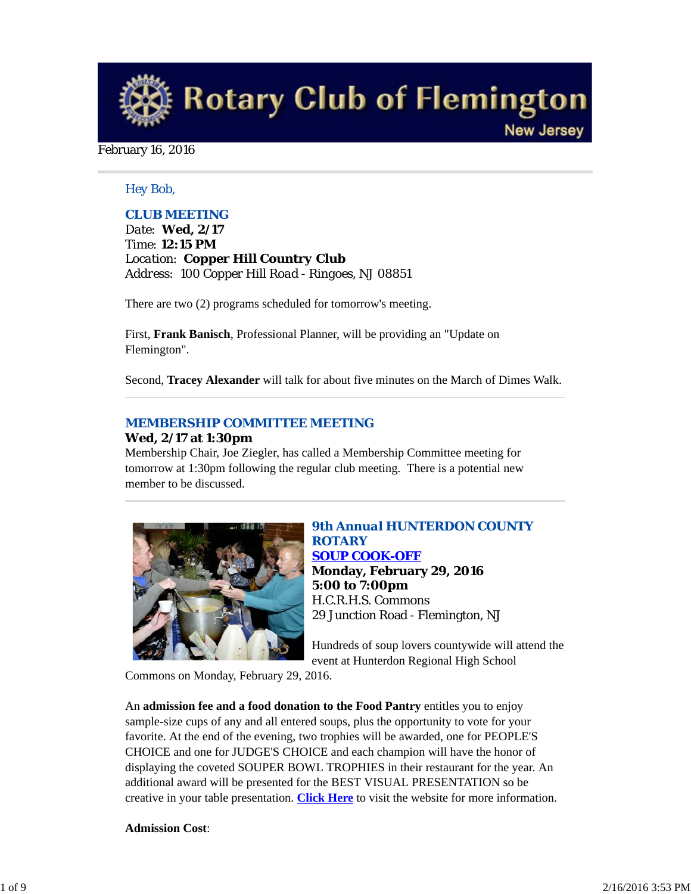# Rotary Club of Flemington

New Jersey

February 16, 2016

Hey Bob,

## CLUB MEETING

Date: **Wed, 2/17**
Time: **12:15 PM**
Location: **Copper Hill Country Club**
Address: 100 Copper Hill Road - Ringoes, NJ 08851

There are two (2) programs scheduled for tomorrow's meeting.

First, **Frank Banisch**, Professional Planner, will be providing an "Update on Flemington".

Second, **Tracey Alexander** will talk for about five minutes on the March of Dimes Walk.

## MEMBERSHIP COMMITTEE MEETING

**Wed, 2/17 at 1:30pm**
Membership Chair, Joe Ziegler, has called a Membership Committee meeting for tomorrow at 1:30pm following the regular club meeting. There is a potential new member to be discussed.

## 9th Annual HUNTERDON COUNTY ROTARY SOUP COOK-OFF

**Monday, February 29, 2016**
**5:00 to 7:00pm**
H.C.R.H.S. Commons
29 Junction Road - Flemington, NJ

Hundreds of soup lovers countywide will attend the event at Hunterdon Regional High School Commons on Monday, February 29, 2016.

An **admission fee and a food donation to the Food Pantry** entitles you to enjoy sample-size cups of any and all entered soups, plus the opportunity to vote for your favorite. At the end of the evening, two trophies will be awarded, one for PEOPLE'S CHOICE and one for JUDGE'S CHOICE and each champion will have the honor of displaying the coveted SOUPER BOWL TROPHIES in their restaurant for the year. An additional award will be presented for the BEST VISUAL PRESENTATION so be creative in your table presentation. **Click Here** to visit the website for more information.

**Admission Cost**: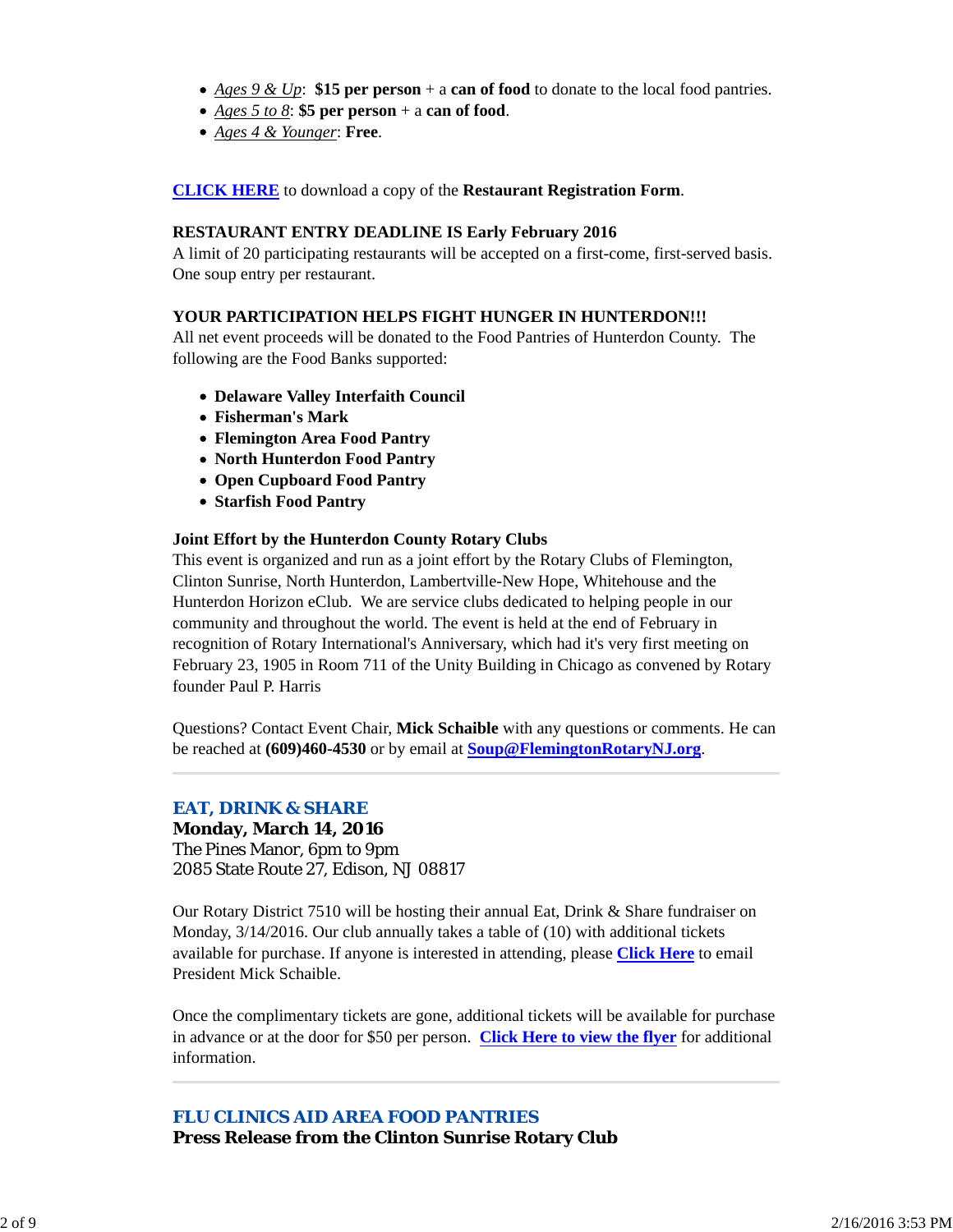- *Ages 9 & Up*: **$15 per person** + a **can of food** to donate to the local food pantries.
- *Ages 5 to 8*: **$5 per person** + a **can of food**.
- *Ages 4 & Younger*: **Free**.

**CLICK HERE** to download a copy of the **Restaurant Registration Form**.

**RESTAURANT ENTRY DEADLINE IS Early February 2016**
A limit of 20 participating restaurants will be accepted on a first-come, first-served basis. One soup entry per restaurant.

**YOUR PARTICIPATION HELPS FIGHT HUNGER IN HUNTERDON!!!**
All net event proceeds will be donated to the Food Pantries of Hunterdon County. The following are the Food Banks supported:

- **Delaware Valley Interfaith Council**
- **Fisherman's Mark**
- **Flemington Area Food Pantry**
- **North Hunterdon Food Pantry**
- **Open Cupboard Food Pantry**
- **Starfish Food Pantry**

**Joint Effort by the Hunterdon County Rotary Clubs**
This event is organized and run as a joint effort by the Rotary Clubs of Flemington, Clinton Sunrise, North Hunterdon, Lambertville-New Hope, Whitehouse and the Hunterdon Horizon eClub. We are service clubs dedicated to helping people in our community and throughout the world. The event is held at the end of February in recognition of Rotary International's Anniversary, which had it's very first meeting on February 23, 1905 in Room 711 of the Unity Building in Chicago as convened by Rotary founder Paul P. Harris

Questions? Contact Event Chair, **Mick Schaible** with any questions or comments. He can be reached at **(609)460-4530** or by email at **Soup@FlemingtonRotaryNJ.org**.

---

## EAT, DRINK & SHARE

**Monday, March 14, 2016**
The Pines Manor, 6pm to 9pm
2085 State Route 27, Edison, NJ 08817

Our Rotary District 7510 will be hosting their annual Eat, Drink & Share fundraiser on Monday, 3/14/2016. Our club annually takes a table of (10) with additional tickets available for purchase. If anyone is interested in attending, please **Click Here** to email President Mick Schaible.

Once the complimentary tickets are gone, additional tickets will be available for purchase in advance or at the door for $50 per person. **Click Here to view the flyer** for additional information.

---

## FLU CLINICS AID AREA FOOD PANTRIES

**Press Release from the Clinton Sunrise Rotary Club**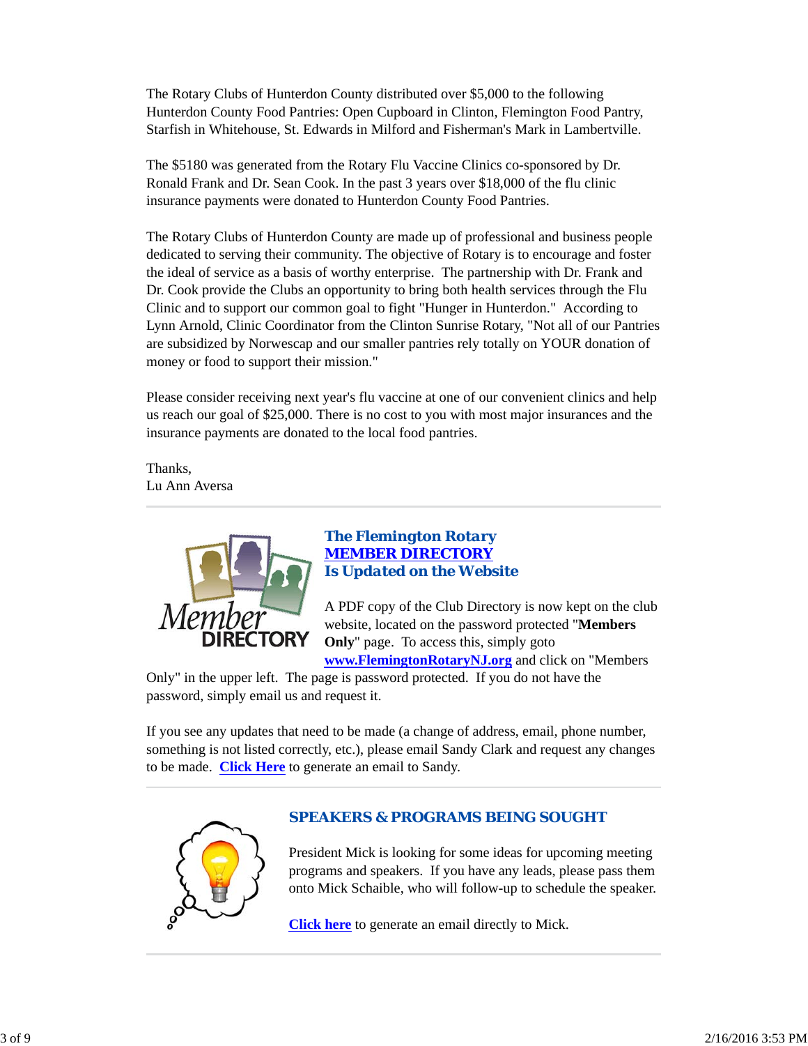The Rotary Clubs of Hunterdon County distributed over $5,000 to the following Hunterdon County Food Pantries: Open Cupboard in Clinton, Flemington Food Pantry, Starfish in Whitehouse, St. Edwards in Milford and Fisherman's Mark in Lambertville.

The $5180 was generated from the Rotary Flu Vaccine Clinics co-sponsored by Dr. Ronald Frank and Dr. Sean Cook. In the past 3 years over $18,000 of the flu clinic insurance payments were donated to Hunterdon County Food Pantries.

The Rotary Clubs of Hunterdon County are made up of professional and business people dedicated to serving their community. The objective of Rotary is to encourage and foster the ideal of service as a basis of worthy enterprise. The partnership with Dr. Frank and Dr. Cook provide the Clubs an opportunity to bring both health services through the Flu Clinic and to support our common goal to fight "Hunger in Hunterdon." According to Lynn Arnold, Clinic Coordinator from the Clinton Sunrise Rotary, "Not all of our Pantries are subsidized by Norwescap and our smaller pantries rely totally on YOUR donation of money or food to support their mission."

Please consider receiving next year's flu vaccine at one of our convenient clinics and help us reach our goal of $25,000. There is no cost to you with most major insurances and the insurance payments are donated to the local food pantries.

Thanks,
Lu Ann Aversa

---

## The Flemington Rotary MEMBER DIRECTORY Is Updated on the Website

A PDF copy of the Club Directory is now kept on the club website, located on the password protected "**Members Only**" page. To access this, simply goto **www.FlemingtonRotaryNJ.org** and click on "Members Only" in the upper left. The page is password protected. If you do not have the password, simply email us and request it.

If you see any updates that need to be made (a change of address, email, phone number, something is not listed correctly, etc.), please email Sandy Clark and request any changes to be made. **Click Here** to generate an email to Sandy.

---

## SPEAKERS & PROGRAMS BEING SOUGHT

President Mick is looking for some ideas for upcoming meeting programs and speakers. If you have any leads, please pass them onto Mick Schaible, who will follow-up to schedule the speaker.

**Click here** to generate an email directly to Mick.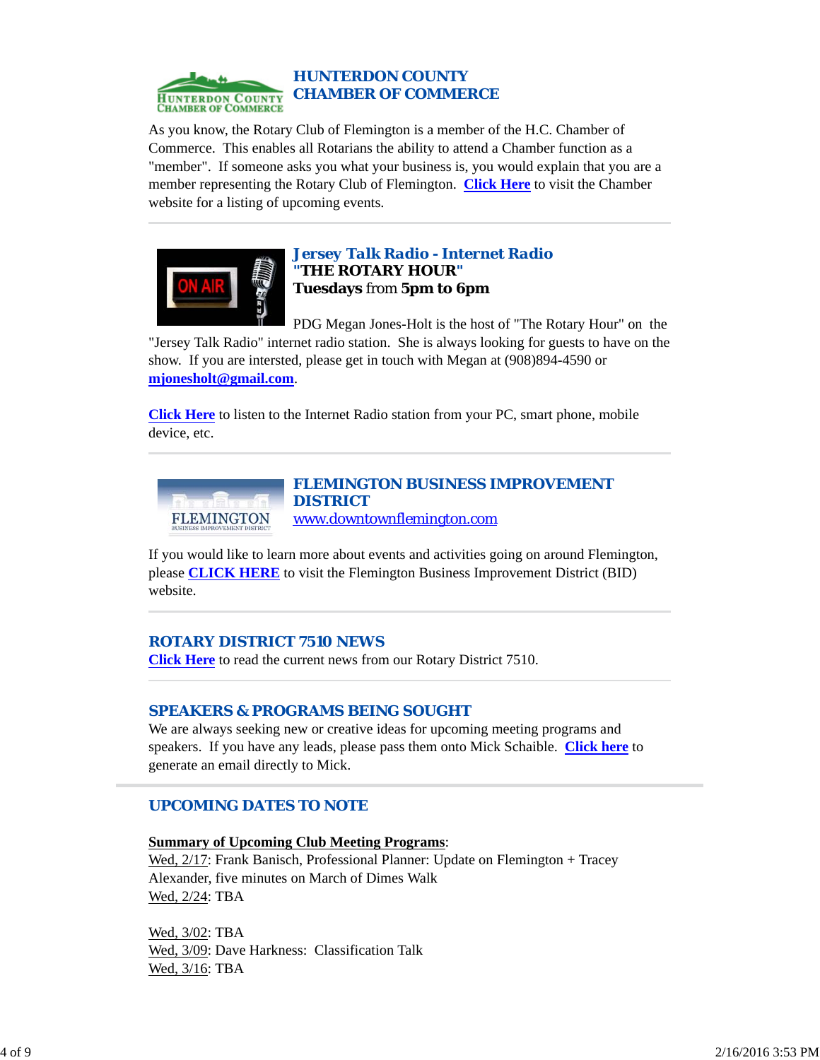## HUNTERDON COUNTY CHAMBER OF COMMERCE

As you know, the Rotary Club of Flemington is a member of the H.C. Chamber of Commerce. This enables all Rotarians the ability to attend a Chamber function as a "member". If someone asks you what your business is, you would explain that you are a member representing the Rotary Club of Flemington. **Click Here** to visit the Chamber website for a listing of upcoming events.

---

## Jersey Talk Radio - Internet Radio

**"THE ROTARY HOUR"**

**Tuesdays** from **5pm to 6pm**

PDG Megan Jones-Holt is the host of "The Rotary Hour" on the "Jersey Talk Radio" internet radio station. She is always looking for guests to have on the show. If you are intersted, please get in touch with Megan at (908)894-4590 or **mjonesholt@gmail.com**.

**Click Here** to listen to the Internet Radio station from your PC, smart phone, mobile device, etc.

---

## FLEMINGTON BUSINESS IMPROVEMENT DISTRICT

www.downtownflemington.com

If you would like to learn more about events and activities going on around Flemington, please **CLICK HERE** to visit the Flemington Business Improvement District (BID) website.

---

## ROTARY DISTRICT 7510 NEWS

**Click Here** to read the current news from our Rotary District 7510.

---

## SPEAKERS & PROGRAMS BEING SOUGHT

We are always seeking new or creative ideas for upcoming meeting programs and speakers. If you have any leads, please pass them onto Mick Schaible. **Click here** to generate an email directly to Mick.

---

## UPCOMING DATES TO NOTE

**Summary of Upcoming Club Meeting Programs**:

Wed, 2/17: Frank Banisch, Professional Planner: Update on Flemington + Tracey Alexander, five minutes on March of Dimes Walk
Wed, 2/24: TBA

Wed, 3/02: TBA
Wed, 3/09: Dave Harkness: Classification Talk
Wed, 3/16: TBA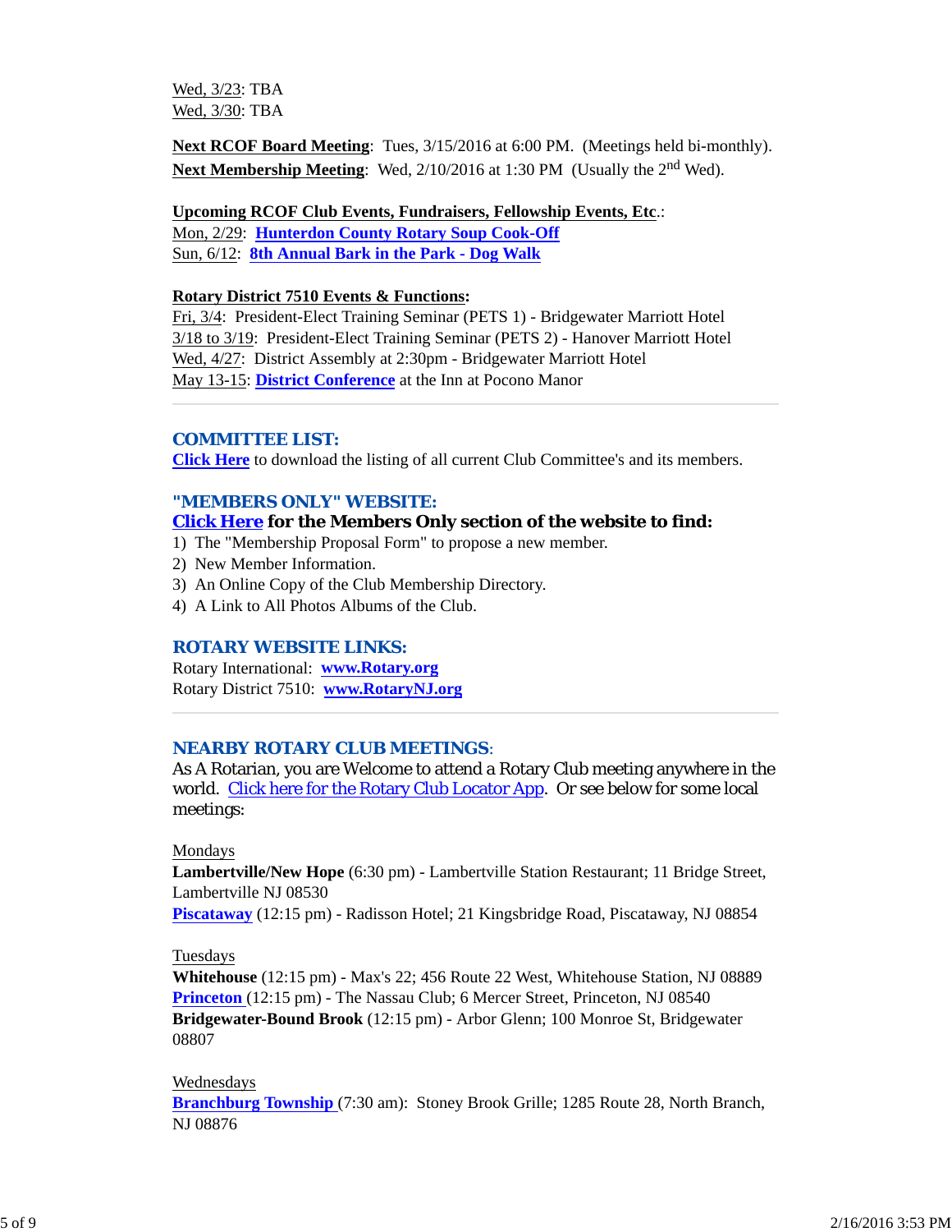Wed, 3/23: TBA
Wed, 3/30: TBA

**Next RCOF Board Meeting**: Tues, 3/15/2016 at 6:00 PM. (Meetings held bi-monthly).
**Next Membership Meeting**: Wed, 2/10/2016 at 1:30 PM (Usually the 2nd Wed).

**Upcoming RCOF Club Events, Fundraisers, Fellowship Events, Etc.**:
Mon, 2/29: **Hunterdon County Rotary Soup Cook-Off**
Sun, 6/12: **8th Annual Bark in the Park - Dog Walk**

**Rotary District 7510 Events & Functions:**
Fri, 3/4: President-Elect Training Seminar (PETS 1) - Bridgewater Marriott Hotel
3/18 to 3/19: President-Elect Training Seminar (PETS 2) - Hanover Marriott Hotel
Wed, 4/27: District Assembly at 2:30pm - Bridgewater Marriott Hotel
May 13-15: **District Conference** at the Inn at Pocono Manor

## COMMITTEE LIST:

**Click Here** to download the listing of all current Club Committee's and its members.

## "MEMBERS ONLY" WEBSITE:

**Click Here for the Members Only section of the website to find:**

1) The "Membership Proposal Form" to propose a new member.
2) New Member Information.
3) An Online Copy of the Club Membership Directory.
4) A Link to All Photos Albums of the Club.

## ROTARY WEBSITE LINKS:

Rotary International: **www.Rotary.org**
Rotary District 7510: **www.RotaryNJ.org**

## NEARBY ROTARY CLUB MEETINGS:

As A Rotarian, you are Welcome to attend a Rotary Club meeting anywhere in the world. Click here for the Rotary Club Locator App. Or see below for some local meetings:

Mondays
**Lambertville/New Hope** (6:30 pm) - Lambertville Station Restaurant; 11 Bridge Street, Lambertville NJ 08530
**Piscataway** (12:15 pm) - Radisson Hotel; 21 Kingsbridge Road, Piscataway, NJ 08854

Tuesdays
**Whitehouse** (12:15 pm) - Max's 22; 456 Route 22 West, Whitehouse Station, NJ 08889
**Princeton** (12:15 pm) - The Nassau Club; 6 Mercer Street, Princeton, NJ 08540
**Bridgewater-Bound Brook** (12:15 pm) - Arbor Glenn; 100 Monroe St, Bridgewater 08807

Wednesdays
**Branchburg Township** (7:30 am): Stoney Brook Grille; 1285 Route 28, North Branch, NJ 08876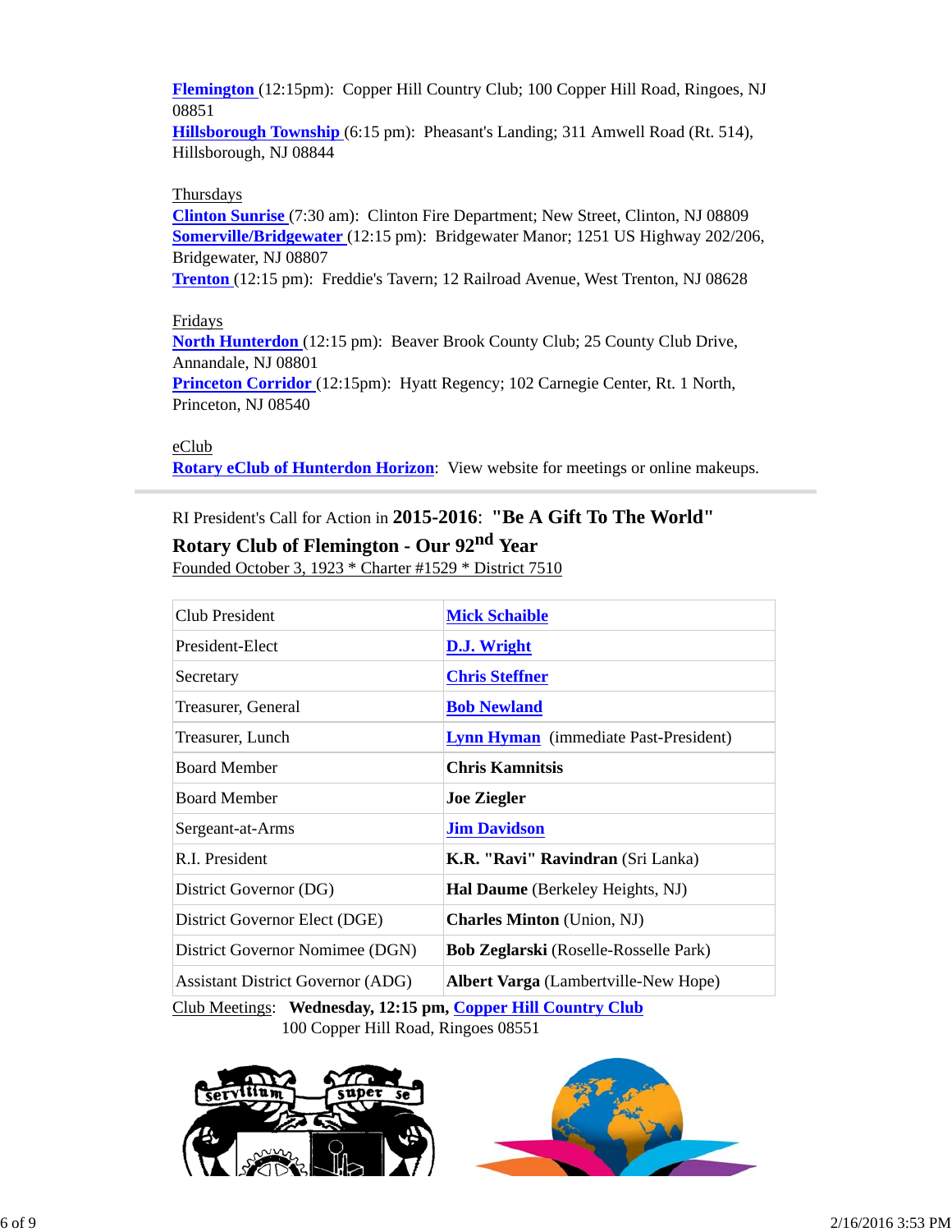**Flemington** (12:15pm): Copper Hill Country Club; 100 Copper Hill Road, Ringoes, NJ 08851
**Hillsborough Township** (6:15 pm): Pheasant's Landing; 311 Amwell Road (Rt. 514), Hillsborough, NJ 08844

Thursdays
**Clinton Sunrise** (7:30 am): Clinton Fire Department; New Street, Clinton, NJ 08809
**Somerville/Bridgewater** (12:15 pm): Bridgewater Manor; 1251 US Highway 202/206, Bridgewater, NJ 08807
**Trenton** (12:15 pm): Freddie's Tavern; 12 Railroad Avenue, West Trenton, NJ 08628

Fridays
**North Hunterdon** (12:15 pm): Beaver Brook County Club; 25 County Club Drive, Annandale, NJ 08801
**Princeton Corridor** (12:15pm): Hyatt Regency; 102 Carnegie Center, Rt. 1 North, Princeton, NJ 08540

eClub
**Rotary eClub of Hunterdon Horizon**: View website for meetings or online makeups.

---

RI President's Call for Action in **2015-2016**: **"Be A Gift To The World"**

**Rotary Club of Flemington - Our 92nd Year**

Founded October 3, 1923 * Charter #1529 * District 7510

| Club President | **Mick Schaible** |
|---|---|
| President-Elect | **D.J. Wright** |
| Secretary | **Chris Steffner** |
| Treasurer, General | **Bob Newland** |
| Treasurer, Lunch | **Lynn Hyman** (immediate Past-President) |
| Board Member | **Chris Kamnitsis** |
| Board Member | **Joe Ziegler** |
| Sergeant-at-Arms | **Jim Davidson** |
| R.I. President | **K.R. "Ravi" Ravindran** (Sri Lanka) |
| District Governor (DG) | **Hal Daume** (Berkeley Heights, NJ) |
| District Governor Elect (DGE) | **Charles Minton** (Union, NJ) |
| District Governor Nominee (DGN) | **Bob Zeglarski** (Roselle-Rosselle Park) |
| Assistant District Governor (ADG) | **Albert Varga** (Lambertville-New Hope) |

Club Meetings: **Wednesday, 12:15 pm, Copper Hill Country Club**
100 Copper Hill Road, Ringoes 08551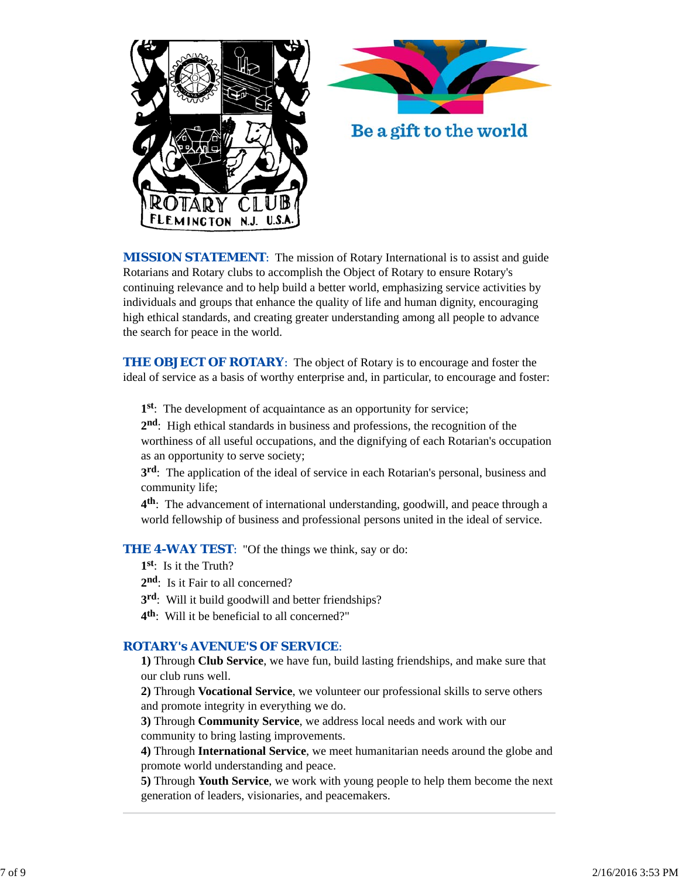Be a gift to the world

**MISSION STATEMENT**: The mission of Rotary International is to assist and guide Rotarians and Rotary clubs to accomplish the Object of Rotary to ensure Rotary's continuing relevance and to help build a better world, emphasizing service activities by individuals and groups that enhance the quality of life and human dignity, encouraging high ethical standards, and creating greater understanding among all people to advance the search for peace in the world.

**THE OBJECT OF ROTARY**: The object of Rotary is to encourage and foster the ideal of service as a basis of worthy enterprise and, in particular, to encourage and foster:

**1st**: The development of acquaintance as an opportunity for service;

**2nd**: High ethical standards in business and professions, the recognition of the worthiness of all useful occupations, and the dignifying of each Rotarian's occupation as an opportunity to serve society;

**3rd**: The application of the ideal of service in each Rotarian's personal, business and community life;

**4th**: The advancement of international understanding, goodwill, and peace through a world fellowship of business and professional persons united in the ideal of service.

**THE 4-WAY TEST**: "Of the things we think, say or do:

**1st**: Is it the Truth?
**2nd**: Is it Fair to all concerned?
**3rd**: Will it build goodwill and better friendships?
**4th**: Will it be beneficial to all concerned?"

**ROTARY's AVENUE'S OF SERVICE**:

**1)** Through **Club Service**, we have fun, build lasting friendships, and make sure that our club runs well.
**2)** Through **Vocational Service**, we volunteer our professional skills to serve others and promote integrity in everything we do.
**3)** Through **Community Service**, we address local needs and work with our community to bring lasting improvements.
**4)** Through **International Service**, we meet humanitarian needs around the globe and promote world understanding and peace.
**5)** Through **Youth Service**, we work with young people to help them become the next generation of leaders, visionaries, and peacemakers.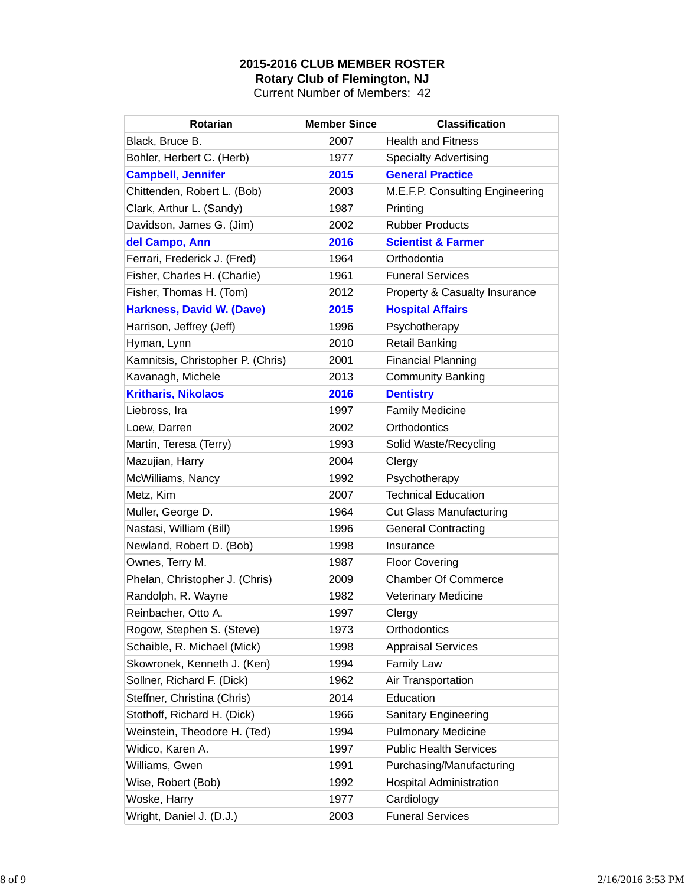**2015-2016 CLUB MEMBER ROSTER**
**Rotary Club of Flemington, NJ**
Current Number of Members: 42

| Rotarian | Member Since | Classification |
|---|---|---|
| Black, Bruce B. | 2007 | Health and Fitness |
| Bohler, Herbert C. (Herb) | 1977 | Specialty Advertising |
| **Campbell, Jennifer** | **2015** | **General Practice** |
| Chittenden, Robert L. (Bob) | 2003 | M.E.F.P. Consulting Engineering |
| Clark, Arthur L. (Sandy) | 1987 | Printing |
| Davidson, James G. (Jim) | 2002 | Rubber Products |
| **del Campo, Ann** | **2016** | **Scientist & Farmer** |
| Ferrari, Frederick J. (Fred) | 1964 | Orthodontia |
| Fisher, Charles H. (Charlie) | 1961 | Funeral Services |
| Fisher, Thomas H. (Tom) | 2012 | Property & Casualty Insurance |
| **Harkness, David W. (Dave)** | **2015** | **Hospital Affairs** |
| Harrison, Jeffrey (Jeff) | 1996 | Psychotherapy |
| Hyman, Lynn | 2010 | Retail Banking |
| Kamnitsis, Christopher P. (Chris) | 2001 | Financial Planning |
| Kavanagh, Michele | 2013 | Community Banking |
| **Kritharis, Nikolaos** | **2016** | **Dentistry** |
| Liebross, Ira | 1997 | Family Medicine |
| Loew, Darren | 2002 | Orthodontics |
| Martin, Teresa (Terry) | 1993 | Solid Waste/Recycling |
| Mazujian, Harry | 2004 | Clergy |
| McWilliams, Nancy | 1992 | Psychotherapy |
| Metz, Kim | 2007 | Technical Education |
| Muller, George D. | 1964 | Cut Glass Manufacturing |
| Nastasi, William (Bill) | 1996 | General Contracting |
| Newland, Robert D. (Bob) | 1998 | Insurance |
| Ownes, Terry M. | 1987 | Floor Covering |
| Phelan, Christopher J. (Chris) | 2009 | Chamber Of Commerce |
| Randolph, R. Wayne | 1982 | Veterinary Medicine |
| Reinbacher, Otto A. | 1997 | Clergy |
| Rogow, Stephen S. (Steve) | 1973 | Orthodontics |
| Schaible, R. Michael (Mick) | 1998 | Appraisal Services |
| Skowronek, Kenneth J. (Ken) | 1994 | Family Law |
| Sollner, Richard F. (Dick) | 1962 | Air Transportation |
| Steffner, Christina (Chris) | 2014 | Education |
| Stothoff, Richard H. (Dick) | 1966 | Sanitary Engineering |
| Weinstein, Theodore H. (Ted) | 1994 | Pulmonary Medicine |
| Widico, Karen A. | 1997 | Public Health Services |
| Williams, Gwen | 1991 | Purchasing/Manufacturing |
| Wise, Robert (Bob) | 1992 | Hospital Administration |
| Woske, Harry | 1977 | Cardiology |
| Wright, Daniel J. (D.J.) | 2003 | Funeral Services |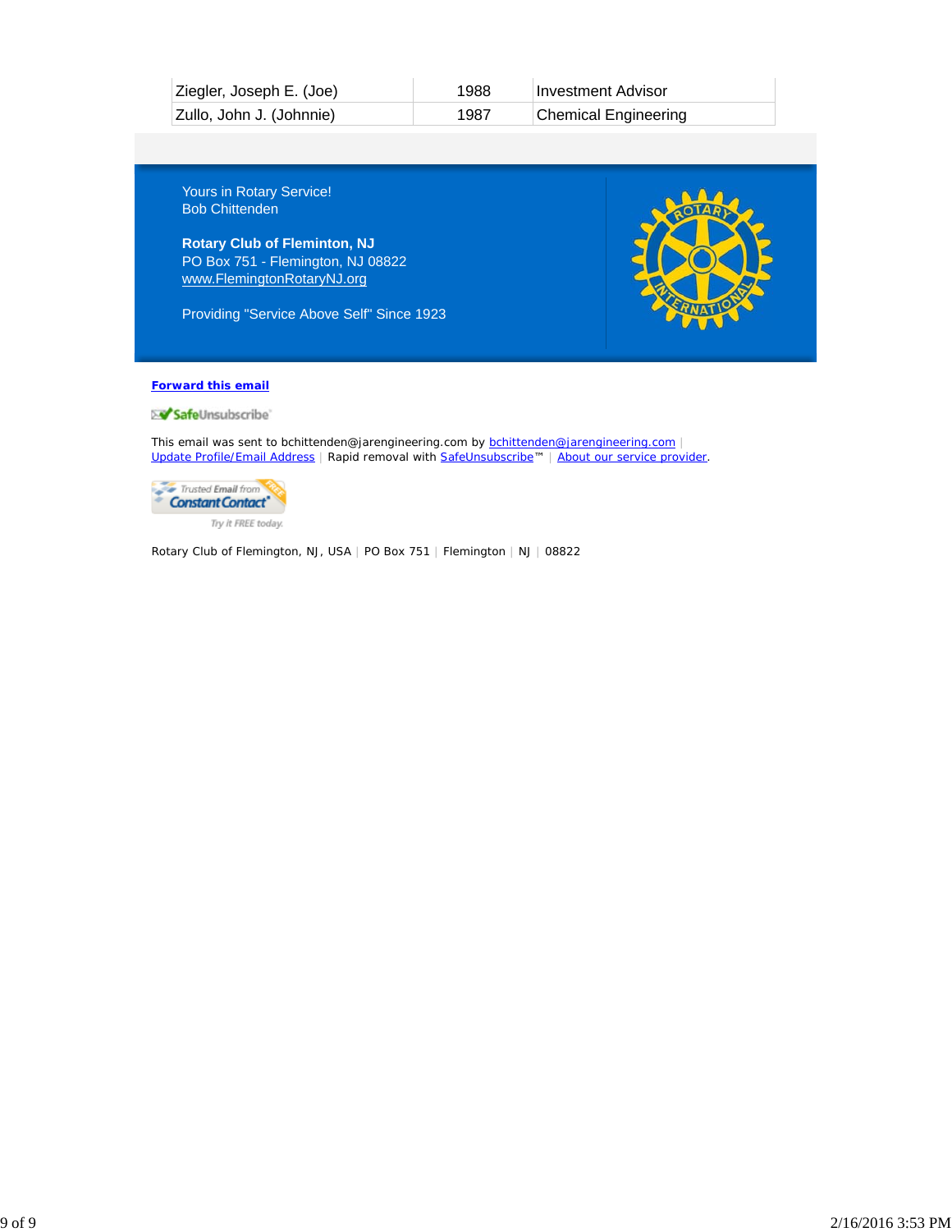| | | |
|---|---|---|
| Ziegler, Joseph E. (Joe) | 1988 | Investment Advisor |
| Zullo, John J. (Johnnie) | 1987 | Chemical Engineering |

Yours in Rotary Service!
Bob Chittenden

**Rotary Club of Fleminton, NJ**
PO Box 751 - Flemington, NJ 08822
www.FlemingtonRotaryNJ.org

Providing "Service Above Self" Since 1923

**Forward this email**

SafeUnsubscribe

This email was sent to bchittenden@jarengineering.com by bchittenden@jarengineering.com | Update Profile/Email Address | Rapid removal with SafeUnsubscribe™ | About our service provider.

Trusted Email from Constant Contact
Try it FREE today.

Rotary Club of Flemington, NJ, USA | PO Box 751 | Flemington | NJ | 08822